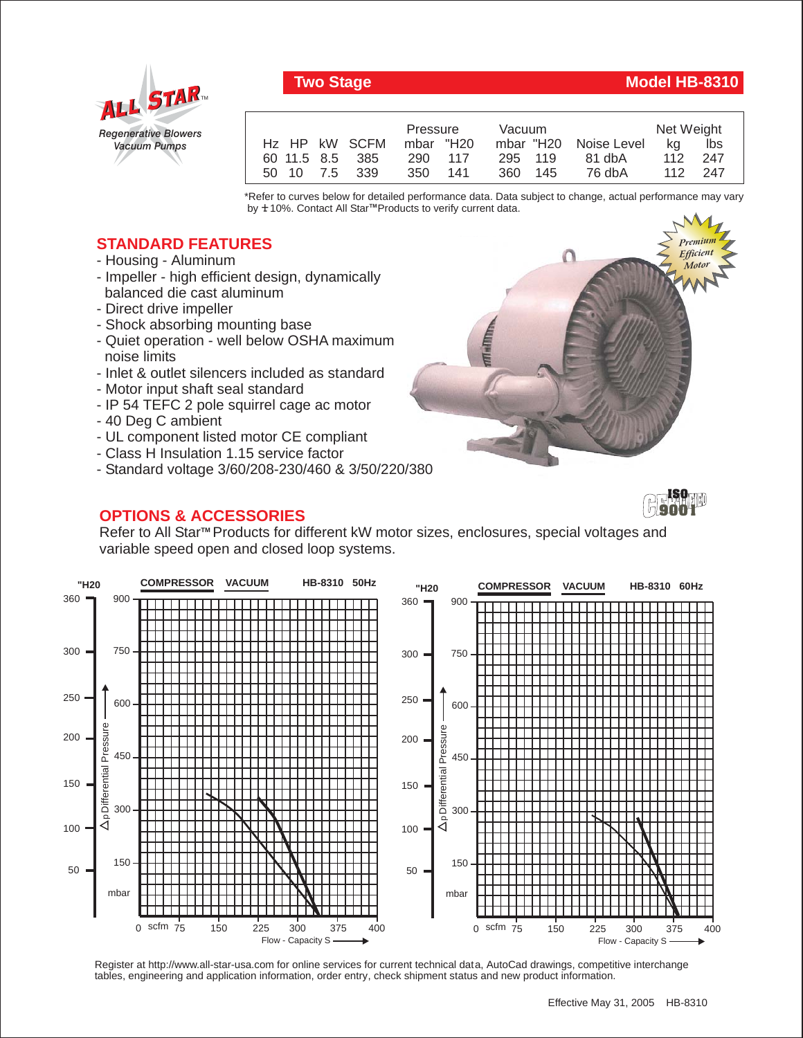ALL STAR™
*Regenerative Blowers*
*Vacuum Pumps*

## Two Stage — Model HB-8310

| Hz | HP | kW | SCFM | Pressure mbar | Pressure "H20 | Vacuum mbar | Vacuum "H20 | Noise Level | Net Weight kg | Net Weight lbs |
|---|---|---|---|---|---|---|---|---|---|---|
| 60 | 11.5 | 8.5 | 385 | 290 | 117 | 295 | 119 | 81 dbA | 112 | 247 |
| 50 | 10 | 7.5 | 339 | 350 | 141 | 360 | 145 | 76 dbA | 112 | 247 |

*Refer to curves below for detailed performance data. Data subject to change, actual performance may vary by ±10%. Contact All Star™ Products to verify current data.

*Premium Efficient Motor*

## STANDARD FEATURES

- Housing - Aluminum
- Impeller - high efficient design, dynamically balanced die cast aluminum
- Direct drive impeller
- Shock absorbing mounting base
- Quiet operation - well below OSHA maximum noise limits
- Inlet & outlet silencers included as standard
- Motor input shaft seal standard
- IP 54 TEFC 2 pole squirrel cage ac motor
- 40 Deg C ambient
- UL component listed motor CE compliant
- Class H Insulation 1.15 service factor
- Standard voltage 3/60/208-230/460 & 3/50/220/380

CE ISO 9001 CERTIFIED

## OPTIONS & ACCESSORIES

Refer to All Star™ Products for different kW motor sizes, enclosures, special voltages and variable speed open and closed loop systems.

COMPRESSOR VACUUM HB-8310 50Hz

COMPRESSOR VACUUM HB-8310 60Hz

Axes: "H20 (50–360) / mbar (150–900), Δp Differential Pressure; Flow - Capacity S, scfm (0–400)

Register at http://www.all-star-usa.com for online services for current technical data, AutoCad drawings, competitive interchange tables, engineering and application information, order entry, check shipment status and new product information.

Effective May 31, 2005 HB-8310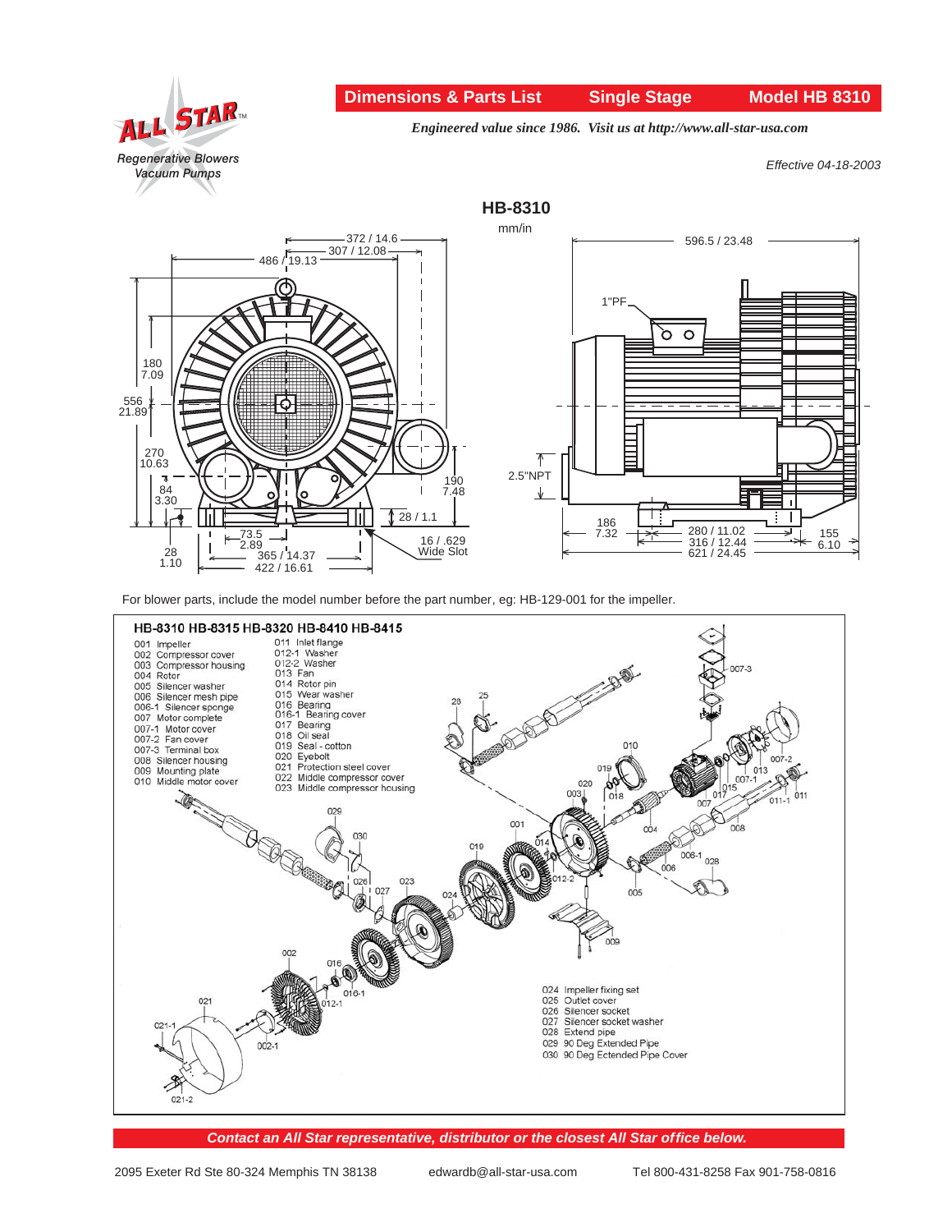ALL STAR™

*Regenerative Blowers*
*Vacuum Pumps*

## Dimensions & Parts List — Single Stage — Model HB 8310

***Engineered value since 1986. Visit us at http://www.all-star-usa.com***

*Effective 04-18-2003*

### HB-8310

mm/in

372 / 14.6
307 / 12.08
486 / 19.13
180
7.09
556
21.89
270
10.63
84
3.30
28
1.10
73.5
2.89
365 / 14.37
422 / 16.61
190
7.48
28 / 1.1
16 / .629
Wide Slot

596.5 / 23.48
1"PF
2.5"NPT
186
7.32
280 / 11.02
316 / 12.44
621 / 24.45
155
6.10

For blower parts, include the model number before the part number, eg: HB-129-001 for the impeller.

### HB-8310 HB-8315 HB-8320 HB-8410 HB-8415

- 001 Impeller
- 002 Compressor cover
- 003 Compressor housing
- 004 Rotor
- 005 Silencer washer
- 006 Silencer mesh pipe
- 006-1 Silencer sponge
- 007 Motor complete
- 007-1 Motor cover
- 007-2 Fan cover
- 007-3 Terminal box
- 008 Silencer housing
- 009 Mounting plate
- 010 Middle motor cover
- 011 Inlet flange
- 012-1 Washer
- 012-2 Washer
- 013 Fan
- 014 Rotor pin
- 015 Wear washer
- 016 Bearing
- 016-1 Bearing cover
- 017 Bearing
- 018 Oil seal
- 019 Seal - cotton
- 020 Eyebolt
- 021 Protection steel cover
- 022 Middle compressor cover
- 023 Middle compressor housing
- 024 Impeller fixing set
- 025 Outlet cover
- 026 Silencer socket
- 027 Silencer socket washer
- 028 Extend pipe
- 029 90 Deg Extended Pipe
- 030 90 Deg Ectended Pipe Cover

***Contact an All Star representative, distributor or the closest All Star office below.***

2095 Exeter Rd Ste 80-324 Memphis TN 38138 edwardb@all-star-usa.com Tel 800-431-8258 Fax 901-758-0816